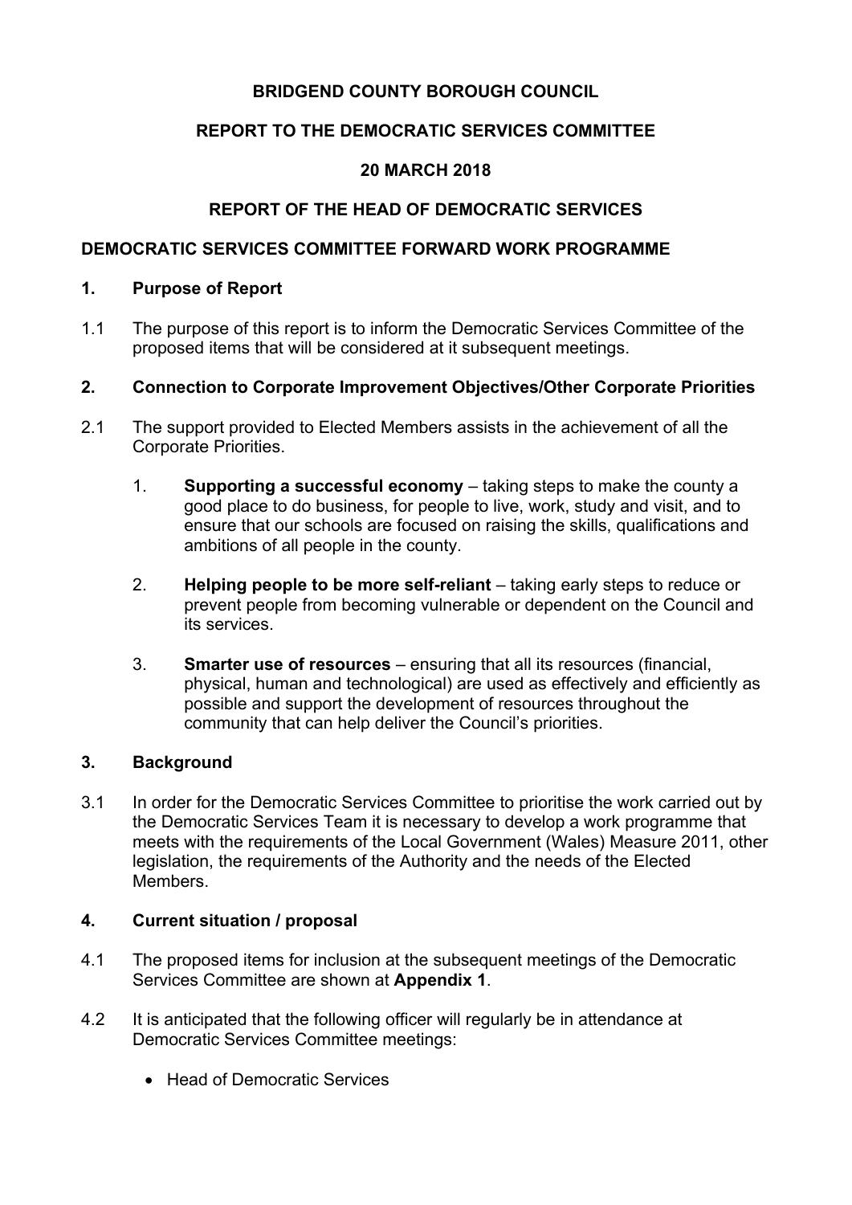**BRIDGEND COUNTY BOROUGH COUNCIL**

**REPORT TO THE DEMOCRATIC SERVICES COMMITTEE**

**20 MARCH 2018**

**REPORT OF THE HEAD OF DEMOCRATIC SERVICES**

**DEMOCRATIC SERVICES COMMITTEE FORWARD WORK PROGRAMME**

## 1. Purpose of Report

1.1 The purpose of this report is to inform the Democratic Services Committee of the proposed items that will be considered at it subsequent meetings.

## 2. Connection to Corporate Improvement Objectives/Other Corporate Priorities

2.1 The support provided to Elected Members assists in the achievement of all the Corporate Priorities.

1. **Supporting a successful economy** – taking steps to make the county a good place to do business, for people to live, work, study and visit, and to ensure that our schools are focused on raising the skills, qualifications and ambitions of all people in the county.

2. **Helping people to be more self-reliant** – taking early steps to reduce or prevent people from becoming vulnerable or dependent on the Council and its services.

3. **Smarter use of resources** – ensuring that all its resources (financial, physical, human and technological) are used as effectively and efficiently as possible and support the development of resources throughout the community that can help deliver the Council's priorities.

## 3. Background

3.1 In order for the Democratic Services Committee to prioritise the work carried out by the Democratic Services Team it is necessary to develop a work programme that meets with the requirements of the Local Government (Wales) Measure 2011, other legislation, the requirements of the Authority and the needs of the Elected Members.

## 4. Current situation / proposal

4.1 The proposed items for inclusion at the subsequent meetings of the Democratic Services Committee are shown at **Appendix 1**.

4.2 It is anticipated that the following officer will regularly be in attendance at Democratic Services Committee meetings:

- Head of Democratic Services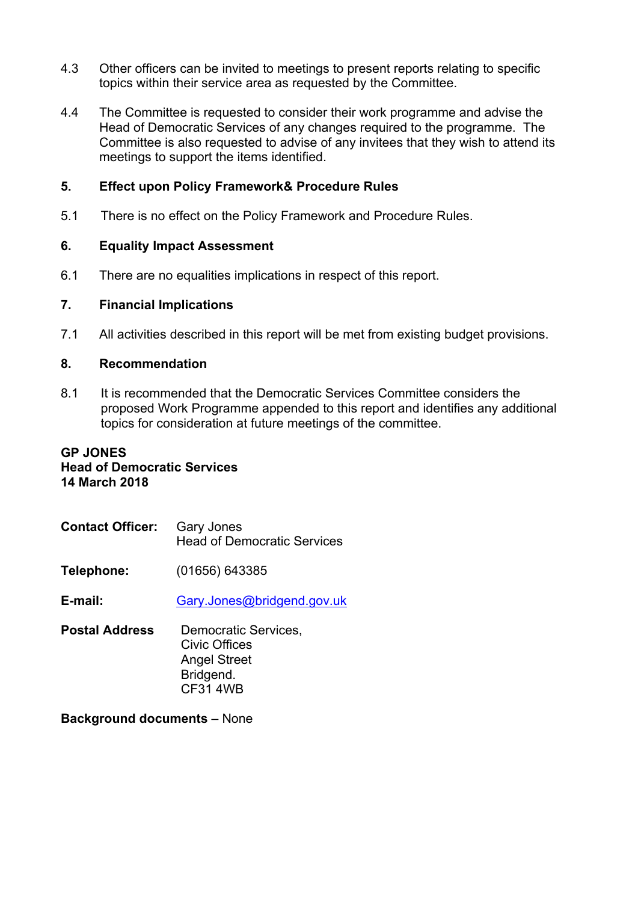4.3 Other officers can be invited to meetings to present reports relating to specific topics within their service area as requested by the Committee.

4.4 The Committee is requested to consider their work programme and advise the Head of Democratic Services of any changes required to the programme. The Committee is also requested to advise of any invitees that they wish to attend its meetings to support the items identified.

**5. Effect upon Policy Framework& Procedure Rules**

5.1 There is no effect on the Policy Framework and Procedure Rules.

**6. Equality Impact Assessment**

6.1 There are no equalities implications in respect of this report.

**7. Financial Implications**

7.1 All activities described in this report will be met from existing budget provisions.

**8. Recommendation**

8.1 It is recommended that the Democratic Services Committee considers the proposed Work Programme appended to this report and identifies any additional topics for consideration at future meetings of the committee.

**GP JONES**
**Head of Democratic Services**
**14 March 2018**

**Contact Officer:** Gary Jones
Head of Democratic Services

**Telephone:** (01656) 643385

**E-mail:** Gary.Jones@bridgend.gov.uk

**Postal Address** Democratic Services,
Civic Offices
Angel Street
Bridgend.
CF31 4WB

**Background documents** – None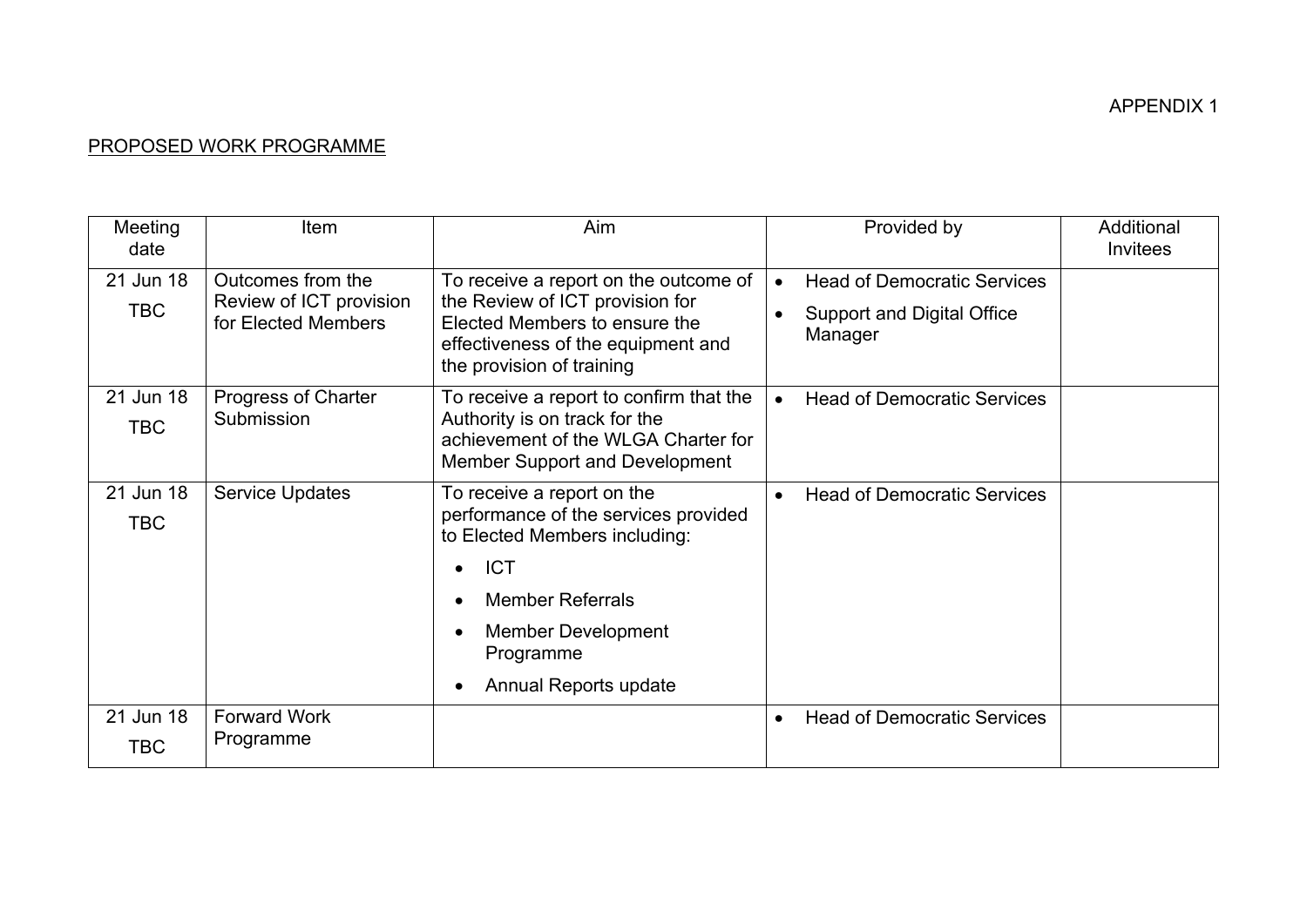APPENDIX 1

PROPOSED WORK PROGRAMME

| Meeting date | Item | Aim | Provided by | Additional Invitees |
|---|---|---|---|---|
| 21 Jun 18<br>TBC | Outcomes from the Review of ICT provision for Elected Members | To receive a report on the outcome of the Review of ICT provision for Elected Members to ensure the effectiveness of the equipment and the provision of training | • Head of Democratic Services<br>• Support and Digital Office Manager | |
| 21 Jun 18<br>TBC | Progress of Charter Submission | To receive a report to confirm that the Authority is on track for the achievement of the WLGA Charter for Member Support and Development | • Head of Democratic Services | |
| 21 Jun 18<br>TBC | Service Updates | To receive a report on the performance of the services provided to Elected Members including:<br>• ICT<br>• Member Referrals<br>• Member Development Programme<br>• Annual Reports update | • Head of Democratic Services | |
| 21 Jun 18<br>TBC | Forward Work Programme | | • Head of Democratic Services | |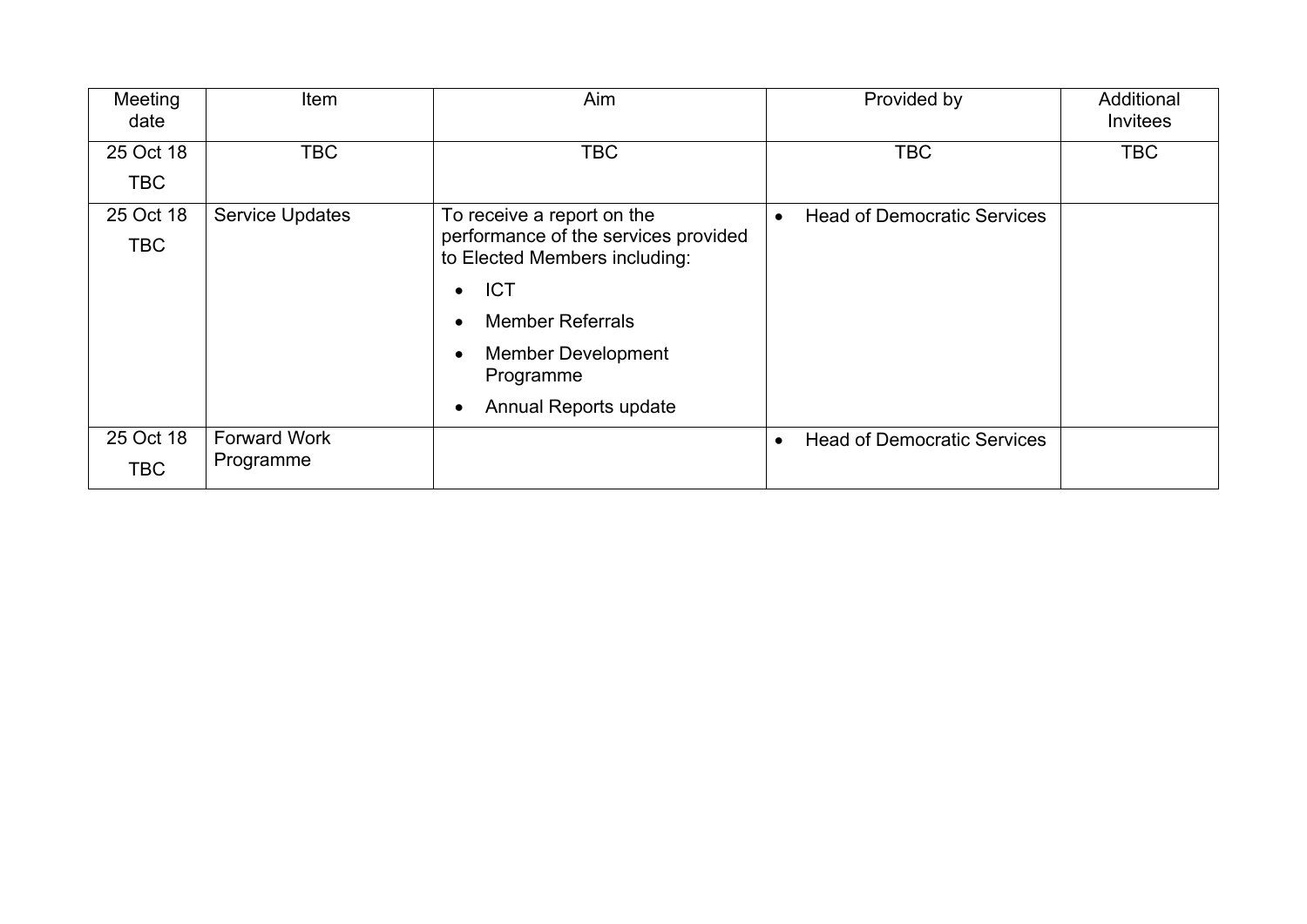| Meeting date | Item | Aim | Provided by | Additional Invitees |
|---|---|---|---|---|
| 25 Oct 18 TBC | TBC | TBC | TBC | TBC |
| 25 Oct 18 TBC | Service Updates | To receive a report on the performance of the services provided to Elected Members including: • ICT • Member Referrals • Member Development Programme • Annual Reports update | • Head of Democratic Services | |
| 25 Oct 18 TBC | Forward Work Programme | | • Head of Democratic Services | |